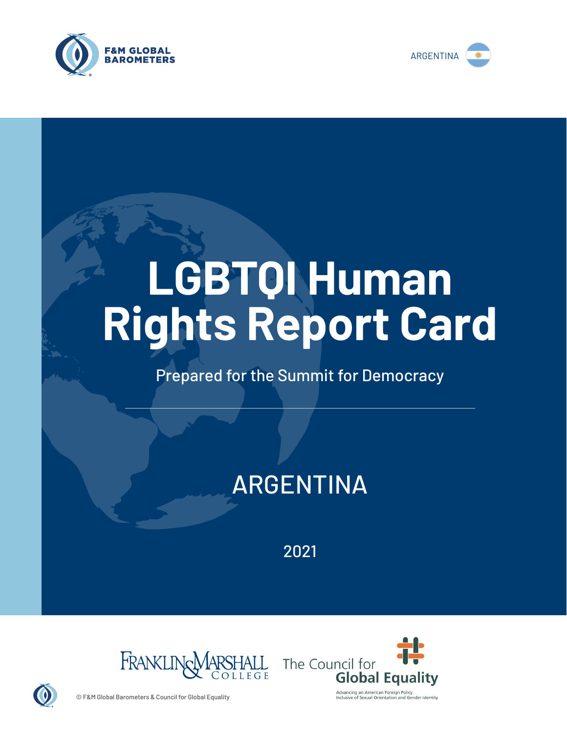F&M GLOBAL BAROMETERS

ARGENTINA

# LGBTQI Human Rights Report Card

Prepared for the Summit for Democracy

## ARGENTINA

2021

Franklin & Marshall College

The Council for Global Equality

Advancing an American Foreign Policy Inclusive of Sexual Orientation and Gender Identity

© F&M Global Barometers & Council for Global Equality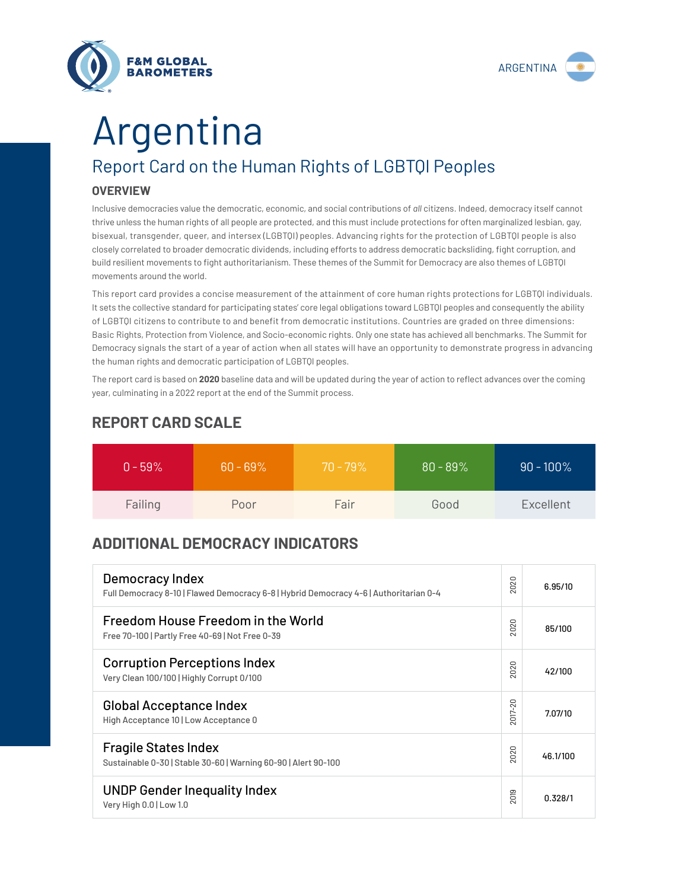# Argentina

## Report Card on the Human Rights of LGBTQI Peoples

### OVERVIEW

Inclusive democracies value the democratic, economic, and social contributions of *all* citizens. Indeed, democracy itself cannot thrive unless the human rights of all people are protected, and this must include protections for often marginalized lesbian, gay, bisexual, transgender, queer, and intersex (LGBTQI) peoples. Advancing rights for the protection of LGBTQI people is also closely correlated to broader democratic dividends, including efforts to address democratic backsliding, fight corruption, and build resilient movements to fight authoritarianism. These themes of the Summit for Democracy are also themes of LGBTQI movements around the world.

This report card provides a concise measurement of the attainment of core human rights protections for LGBTQI individuals. It sets the collective standard for participating states' core legal obligations toward LGBTQI peoples and consequently the ability of LGBTQI citizens to contribute to and benefit from democratic institutions. Countries are graded on three dimensions: Basic Rights, Protection from Violence, and Socio-economic rights. Only one state has achieved all benchmarks. The Summit for Democracy signals the start of a year of action when all states will have an opportunity to demonstrate progress in advancing the human rights and democratic participation of LGBTQI peoples.

The report card is based on **2020** baseline data and will be updated during the year of action to reflect advances over the coming year, culminating in a 2022 report at the end of the Summit process.

## REPORT CARD SCALE

| 0 - 59% | 60 - 69% | 70 - 79% | 80 - 89% | 90 - 100% |
|---|---|---|---|---|
| Failing | Poor | Fair | Good | Excellent |

## ADDITIONAL DEMOCRACY INDICATORS

| Indicator | Year | Score |
|---|---|---|
| **Democracy Index**<br>Full Democracy 8-10 \| Flawed Democracy 6-8 \| Hybrid Democracy 4-6 \| Authoritarian 0-4 | 2020 | 6.95/10 |
| **Freedom House Freedom in the World**<br>Free 70-100 \| Partly Free 40-69 \| Not Free 0-39 | 2020 | 85/100 |
| **Corruption Perceptions Index**<br>Very Clean 100/100 \| Highly Corrupt 0/100 | 2020 | 42/100 |
| **Global Acceptance Index**<br>High Acceptance 10 \| Low Acceptance 0 | 2017-20 | 7.07/10 |
| **Fragile States Index**<br>Sustainable 0-30 \| Stable 30-60 \| Warning 60-90 \| Alert 90-100 | 2020 | 46.1/100 |
| **UNDP Gender Inequality Index**<br>Very High 0.0 \| Low 1.0 | 2019 | 0.328/1 |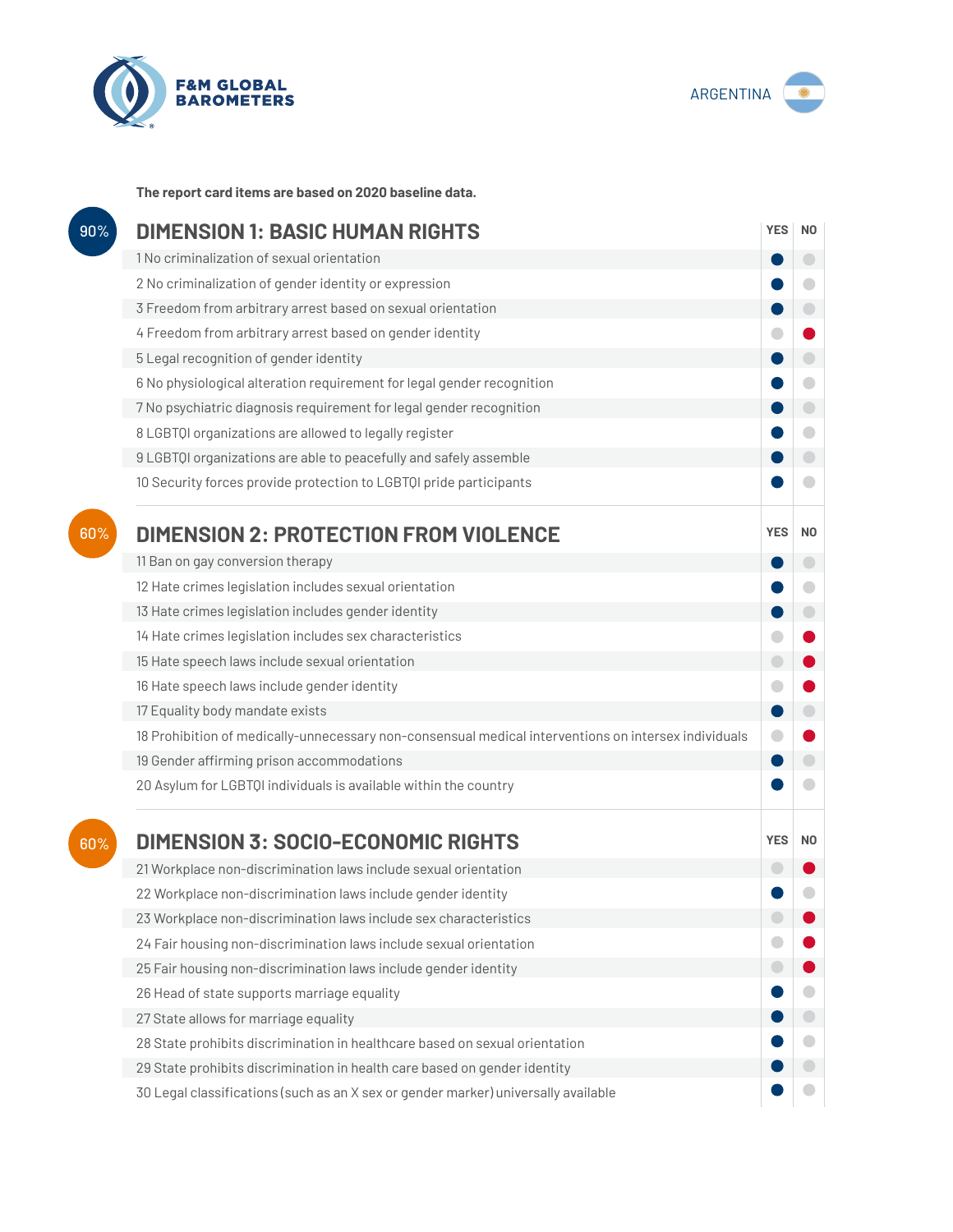**F&M GLOBAL BAROMETERS**

ARGENTINA

**The report card items are based on 2020 baseline data.**

## 90% DIMENSION 1: BASIC HUMAN RIGHTS

| | YES | NO |
|---|---|---|
| 1 No criminalization of sexual orientation | ● | |
| 2 No criminalization of gender identity or expression | ● | |
| 3 Freedom from arbitrary arrest based on sexual orientation | ● | |
| 4 Freedom from arbitrary arrest based on gender identity | | ● |
| 5 Legal recognition of gender identity | ● | |
| 6 No physiological alteration requirement for legal gender recognition | ● | |
| 7 No psychiatric diagnosis requirement for legal gender recognition | ● | |
| 8 LGBTQI organizations are allowed to legally register | ● | |
| 9 LGBTQI organizations are able to peacefully and safely assemble | ● | |
| 10 Security forces provide protection to LGBTQI pride participants | ● | |

## 60% DIMENSION 2: PROTECTION FROM VIOLENCE

| | YES | NO |
|---|---|---|
| 11 Ban on gay conversion therapy | ● | |
| 12 Hate crimes legislation includes sexual orientation | ● | |
| 13 Hate crimes legislation includes gender identity | ● | |
| 14 Hate crimes legislation includes sex characteristics | | ● |
| 15 Hate speech laws include sexual orientation | | ● |
| 16 Hate speech laws include gender identity | | ● |
| 17 Equality body mandate exists | ● | |
| 18 Prohibition of medically-unnecessary non-consensual medical interventions on intersex individuals | | ● |
| 19 Gender affirming prison accommodations | ● | |
| 20 Asylum for LGBTQI individuals is available within the country | ● | |

## 60% DIMENSION 3: SOCIO-ECONOMIC RIGHTS

| | YES | NO |
|---|---|---|
| 21 Workplace non-discrimination laws include sexual orientation | | ● |
| 22 Workplace non-discrimination laws include gender identity | ● | |
| 23 Workplace non-discrimination laws include sex characteristics | | ● |
| 24 Fair housing non-discrimination laws include sexual orientation | | ● |
| 25 Fair housing non-discrimination laws include gender identity | | ● |
| 26 Head of state supports marriage equality | ● | |
| 27 State allows for marriage equality | ● | |
| 28 State prohibits discrimination in healthcare based on sexual orientation | ● | |
| 29 State prohibits discrimination in health care based on gender identity | ● | |
| 30 Legal classifications (such as an X sex or gender marker) universally available | ● | |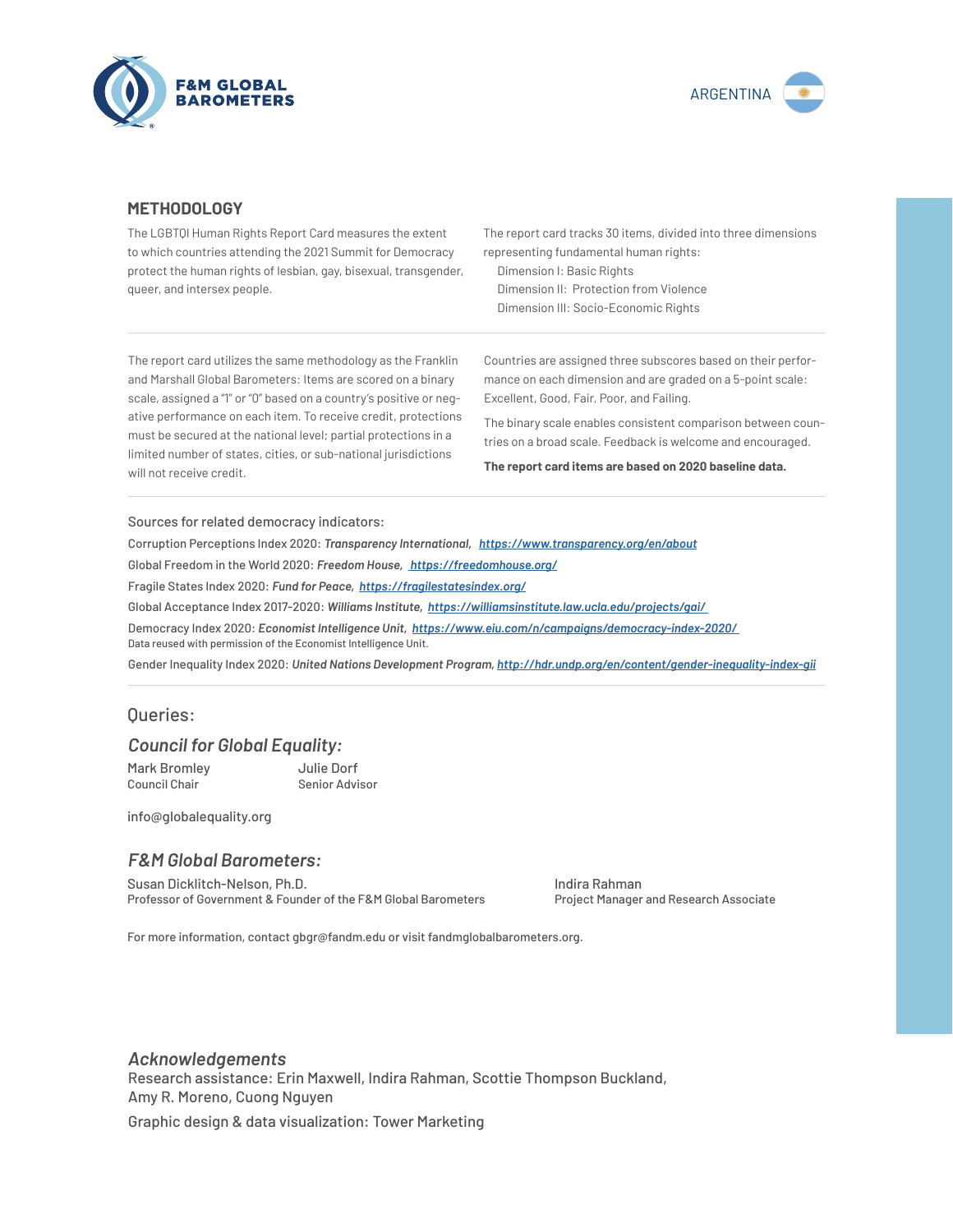F&M GLOBAL BAROMETERS

ARGENTINA

## METHODOLOGY

The LGBTQI Human Rights Report Card measures the extent to which countries attending the 2021 Summit for Democracy protect the human rights of lesbian, gay, bisexual, transgender, queer, and intersex people.

The report card tracks 30 items, divided into three dimensions representing fundamental human rights:

- Dimension I: Basic Rights
- Dimension II: Protection from Violence
- Dimension III: Socio-Economic Rights

The report card utilizes the same methodology as the Franklin and Marshall Global Barometers: Items are scored on a binary scale, assigned a "1" or "0" based on a country's positive or negative performance on each item. To receive credit, protections must be secured at the national level; partial protections in a limited number of states, cities, or sub-national jurisdictions will not receive credit.

Countries are assigned three subscores based on their performance on each dimension and are graded on a 5-point scale: Excellent, Good, Fair, Poor, and Failing.

The binary scale enables consistent comparison between countries on a broad scale. Feedback is welcome and encouraged.

**The report card items are based on 2020 baseline data.**

Sources for related democracy indicators:

Corruption Perceptions Index 2020: ***Transparency International,*** ***https://www.transparency.org/en/about***

Global Freedom in the World 2020: ***Freedom House,*** ***https://freedomhouse.org/***

Fragile States Index 2020: ***Fund for Peace,*** ***https://fragilestatesindex.org/***

Global Acceptance Index 2017-2020: ***Williams Institute,*** ***https://williamsinstitute.law.ucla.edu/projects/gai/***

Democracy Index 2020: ***Economist Intelligence Unit,*** ***https://www.eiu.com/n/campaigns/democracy-index-2020/***
Data reused with permission of the Economist Intelligence Unit.

Gender Inequality Index 2020: ***United Nations Development Program,*** ***http://hdr.undp.org/en/content/gender-inequality-index-gii***

## Queries:

### *Council for Global Equality:*

Mark Bromley
Council Chair

Julie Dorf
Senior Advisor

info@globalequality.org

### *F&M Global Barometers:*

Susan Dicklitch-Nelson, Ph.D.
Professor of Government & Founder of the F&M Global Barometers

Indira Rahman
Project Manager and Research Associate

For more information, contact gbgr@fandm.edu or visit fandmglobalbarometers.org.

### *Acknowledgements*

Research assistance: Erin Maxwell, Indira Rahman, Scottie Thompson Buckland, Amy R. Moreno, Cuong Nguyen

Graphic design & data visualization: Tower Marketing